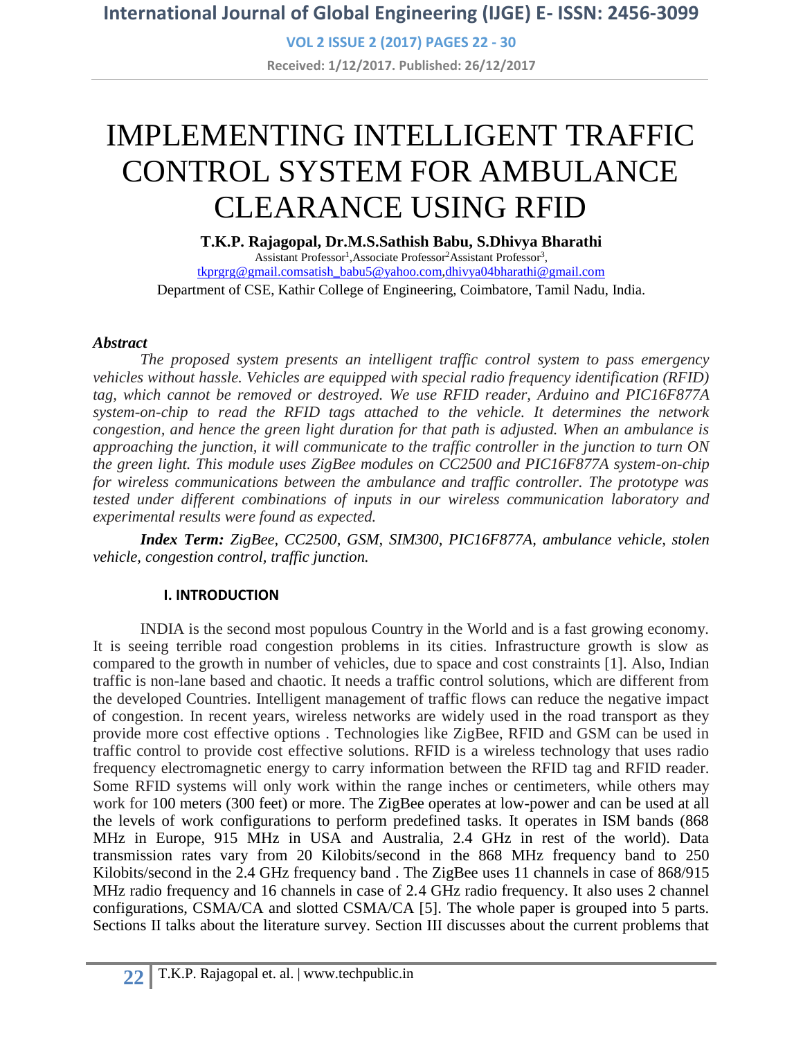# IMPLEMENTING INTELLIGENT TRAFFIC CONTROL SYSTEM FOR AMBULANCE CLEARANCE USING RFID

**T.K.P. Rajagopal, Dr.M.S.Sathish Babu, S.Dhivya Bharathi**

Assistant Professor[1],Associate Professor[2]Assistant Professor[3],

tkprgrg@gmail.comsatish_babu5@yahoo.com,dhivya04bharathi@gmail.com

Department of CSE, Kathir College of Engineering, Coimbatore, Tamil Nadu, India.

***Abstract***

*The proposed system presents an intelligent traffic control system to pass emergency vehicles without hassle. Vehicles are equipped with special radio frequency identification (RFID) tag, which cannot be removed or destroyed. We use RFID reader, Arduino and PIC16F877A system-on-chip to read the RFID tags attached to the vehicle. It determines the network congestion, and hence the green light duration for that path is adjusted. When an ambulance is approaching the junction, it will communicate to the traffic controller in the junction to turn ON the green light. This module uses ZigBee modules on CC2500 and PIC16F877A system-on-chip for wireless communications between the ambulance and traffic controller. The prototype was tested under different combinations of inputs in our wireless communication laboratory and experimental results were found as expected.*

***Index Term:*** *ZigBee, CC2500, GSM, SIM300, PIC16F877A, ambulance vehicle, stolen vehicle, congestion control, traffic junction.*

## I. INTRODUCTION

INDIA is the second most populous Country in the World and is a fast growing economy. It is seeing terrible road congestion problems in its cities. Infrastructure growth is slow as compared to the growth in number of vehicles, due to space and cost constraints [1]. Also, Indian traffic is non-lane based and chaotic. It needs a traffic control solutions, which are different from the developed Countries. Intelligent management of traffic flows can reduce the negative impact of congestion. In recent years, wireless networks are widely used in the road transport as they provide more cost effective options . Technologies like ZigBee, RFID and GSM can be used in traffic control to provide cost effective solutions. RFID is a wireless technology that uses radio frequency electromagnetic energy to carry information between the RFID tag and RFID reader. Some RFID systems will only work within the range inches or centimeters, while others may work for 100 meters (300 feet) or more. The ZigBee operates at low-power and can be used at all the levels of work configurations to perform predefined tasks. It operates in ISM bands (868 MHz in Europe, 915 MHz in USA and Australia, 2.4 GHz in rest of the world). Data transmission rates vary from 20 Kilobits/second in the 868 MHz frequency band to 250 Kilobits/second in the 2.4 GHz frequency band . The ZigBee uses 11 channels in case of 868/915 MHz radio frequency and 16 channels in case of 2.4 GHz radio frequency. It also uses 2 channel configurations, CSMA/CA and slotted CSMA/CA [5]. The whole paper is grouped into 5 parts. Sections II talks about the literature survey. Section III discusses about the current problems that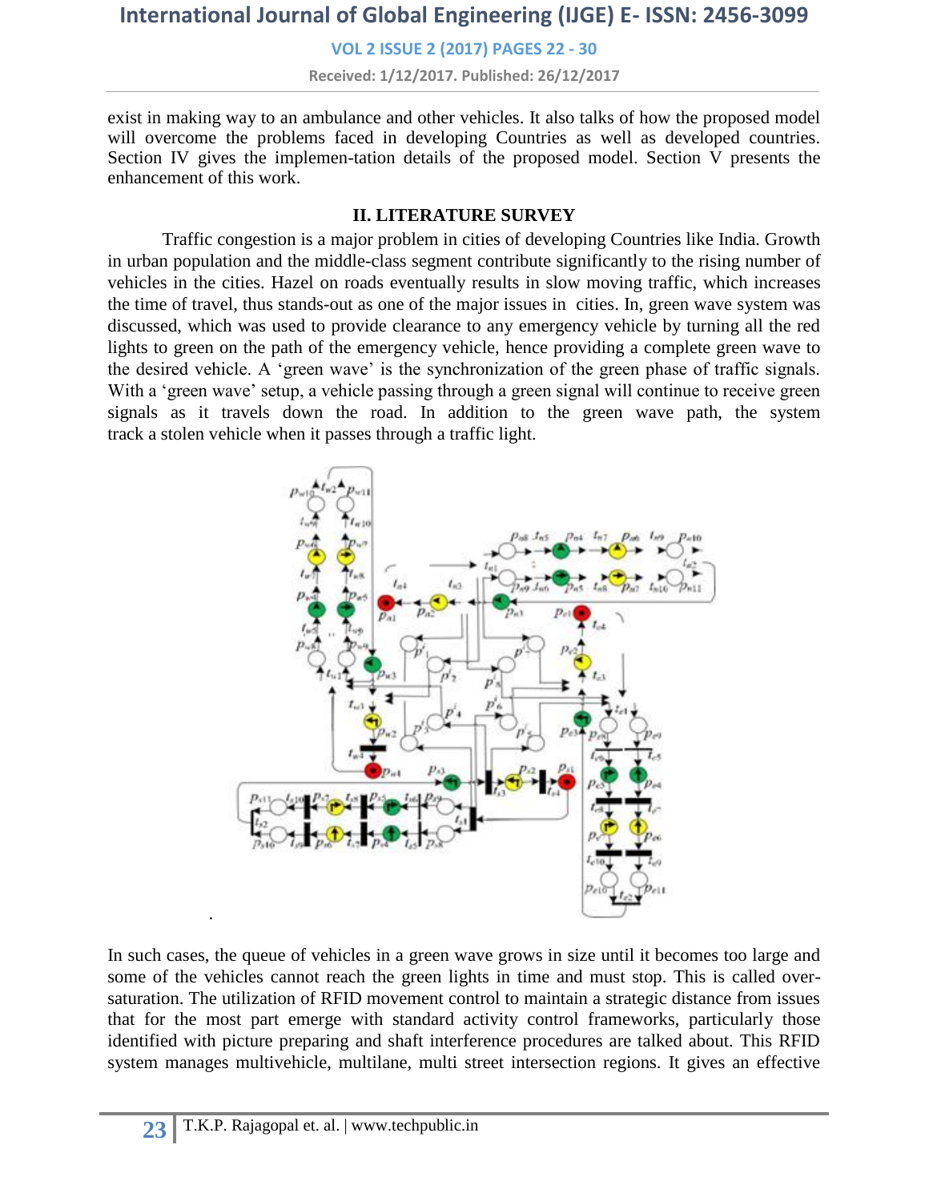exist in making way to an ambulance and other vehicles. It also talks of how the proposed model will overcome the problems faced in developing Countries as well as developed countries. Section IV gives the implemen-tation details of the proposed model. Section V presents the enhancement of this work.

## II. LITERATURE SURVEY

Traffic congestion is a major problem in cities of developing Countries like India. Growth in urban population and the middle-class segment contribute significantly to the rising number of vehicles in the cities. Hazel on roads eventually results in slow moving traffic, which increases the time of travel, thus stands-out as one of the major issues in cities. In, green wave system was discussed, which was used to provide clearance to any emergency vehicle by turning all the red lights to green on the path of the emergency vehicle, hence providing a complete green wave to the desired vehicle. A 'green wave' is the synchronization of the green phase of traffic signals. With a 'green wave' setup, a vehicle passing through a green signal will continue to receive green signals as it travels down the road. In addition to the green wave path, the system track a stolen vehicle when it passes through a traffic light.

In such cases, the queue of vehicles in a green wave grows in size until it becomes too large and some of the vehicles cannot reach the green lights in time and must stop. This is called over-saturation. The utilization of RFID movement control to maintain a strategic distance from issues that for the most part emerge with standard activity control frameworks, particularly those identified with picture preparing and shaft interference procedures are talked about. This RFID system manages multivehicle, multilane, multi street intersection regions. It gives an effective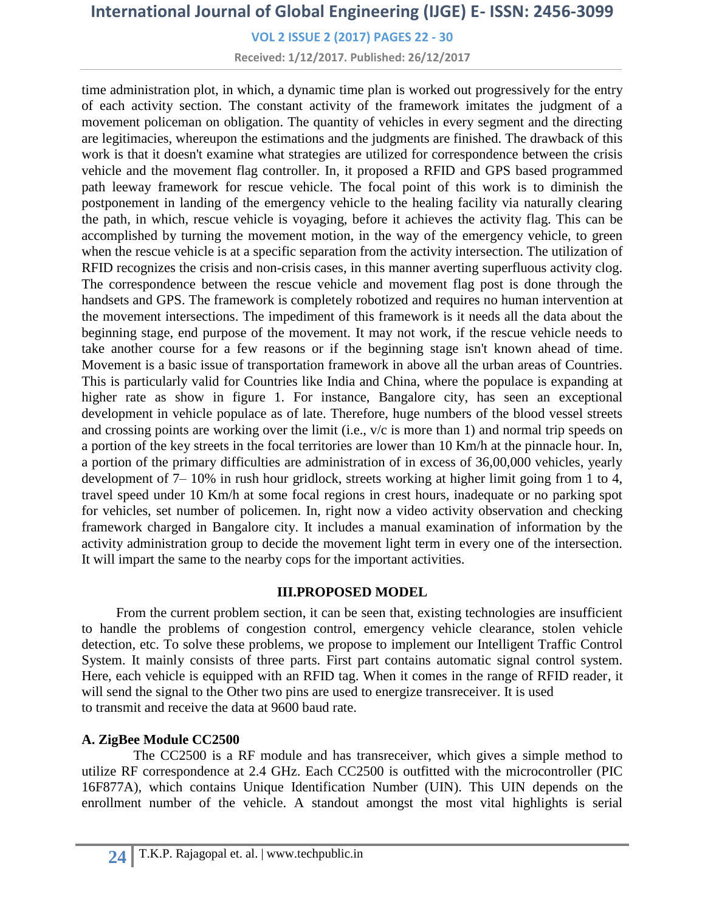time administration plot, in which, a dynamic time plan is worked out progressively for the entry of each activity section. The constant activity of the framework imitates the judgment of a movement policeman on obligation. The quantity of vehicles in every segment and the directing are legitimacies, whereupon the estimations and the judgments are finished. The drawback of this work is that it doesn't examine what strategies are utilized for correspondence between the crisis vehicle and the movement flag controller. In, it proposed a RFID and GPS based programmed path leeway framework for rescue vehicle. The focal point of this work is to diminish the postponement in landing of the emergency vehicle to the healing facility via naturally clearing the path, in which, rescue vehicle is voyaging, before it achieves the activity flag. This can be accomplished by turning the movement motion, in the way of the emergency vehicle, to green when the rescue vehicle is at a specific separation from the activity intersection. The utilization of RFID recognizes the crisis and non-crisis cases, in this manner averting superfluous activity clog. The correspondence between the rescue vehicle and movement flag post is done through the handsets and GPS. The framework is completely robotized and requires no human intervention at the movement intersections. The impediment of this framework is it needs all the data about the beginning stage, end purpose of the movement. It may not work, if the rescue vehicle needs to take another course for a few reasons or if the beginning stage isn't known ahead of time. Movement is a basic issue of transportation framework in above all the urban areas of Countries. This is particularly valid for Countries like India and China, where the populace is expanding at higher rate as show in figure 1. For instance, Bangalore city, has seen an exceptional development in vehicle populace as of late. Therefore, huge numbers of the blood vessel streets and crossing points are working over the limit (i.e., v/c is more than 1) and normal trip speeds on a portion of the key streets in the focal territories are lower than 10 Km/h at the pinnacle hour. In, a portion of the primary difficulties are administration of in excess of 36,00,000 vehicles, yearly development of 7– 10% in rush hour gridlock, streets working at higher limit going from 1 to 4, travel speed under 10 Km/h at some focal regions in crest hours, inadequate or no parking spot for vehicles, set number of policemen. In, right now a video activity observation and checking framework charged in Bangalore city. It includes a manual examination of information by the activity administration group to decide the movement light term in every one of the intersection. It will impart the same to the nearby cops for the important activities.

## III.PROPOSED MODEL

From the current problem section, it can be seen that, existing technologies are insufficient to handle the problems of congestion control, emergency vehicle clearance, stolen vehicle detection, etc. To solve these problems, we propose to implement our Intelligent Traffic Control System. It mainly consists of three parts. First part contains automatic signal control system. Here, each vehicle is equipped with an RFID tag. When it comes in the range of RFID reader, it will send the signal to the Other two pins are used to energize transreceiver. It is used to transmit and receive the data at 9600 baud rate.

### A. ZigBee Module CC2500

The CC2500 is a RF module and has transreceiver, which gives a simple method to utilize RF correspondence at 2.4 GHz. Each CC2500 is outfitted with the microcontroller (PIC 16F877A), which contains Unique Identification Number (UIN). This UIN depends on the enrollment number of the vehicle. A standout amongst the most vital highlights is serial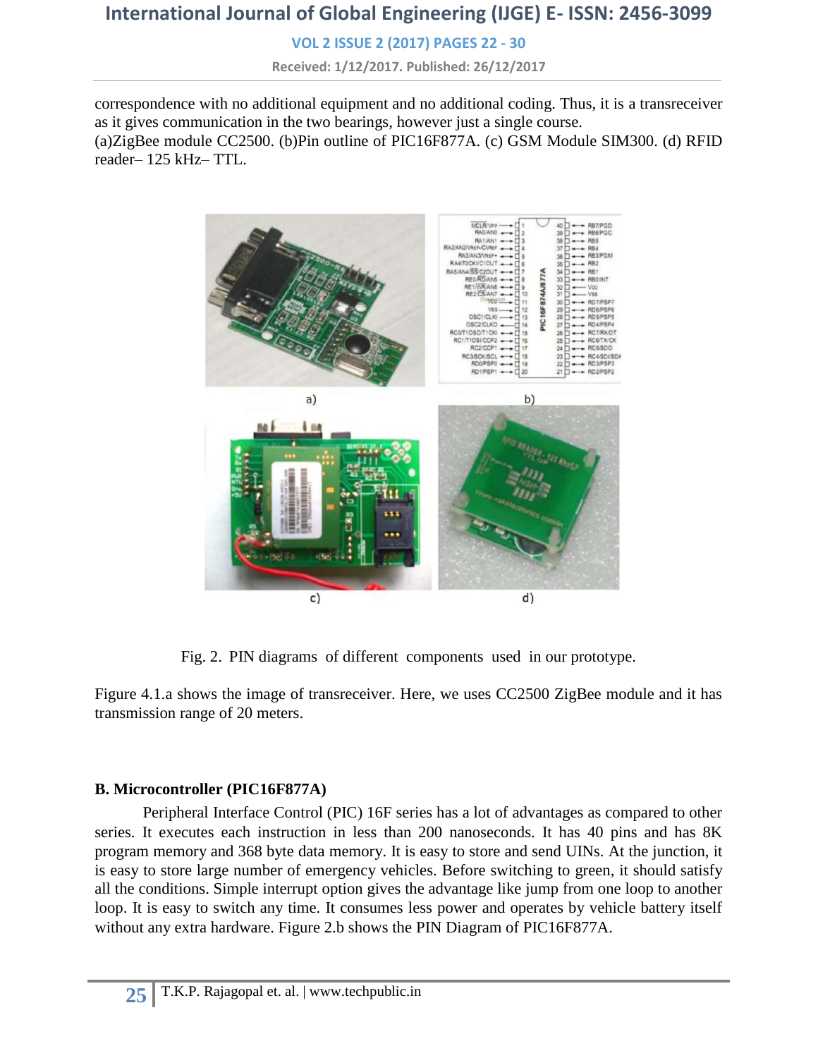correspondence with no additional equipment and no additional coding. Thus, it is a transreceiver as it gives communication in the two bearings, however just a single course.

(a)ZigBee module CC2500. (b)Pin outline of PIC16F877A. (c) GSM Module SIM300. (d) RFID reader– 125 kHz– TTL.

Fig. 2. PIN diagrams of different components used in our prototype.

Figure 4.1.a shows the image of transreceiver. Here, we uses CC2500 ZigBee module and it has transmission range of 20 meters.

### B. Microcontroller (PIC16F877A)

Peripheral Interface Control (PIC) 16F series has a lot of advantages as compared to other series. It executes each instruction in less than 200 nanoseconds. It has 40 pins and has 8K program memory and 368 byte data memory. It is easy to store and send UINs. At the junction, it is easy to store large number of emergency vehicles. Before switching to green, it should satisfy all the conditions. Simple interrupt option gives the advantage like jump from one loop to another loop. It is easy to switch any time. It consumes less power and operates by vehicle battery itself without any extra hardware. Figure 2.b shows the PIN Diagram of PIC16F877A.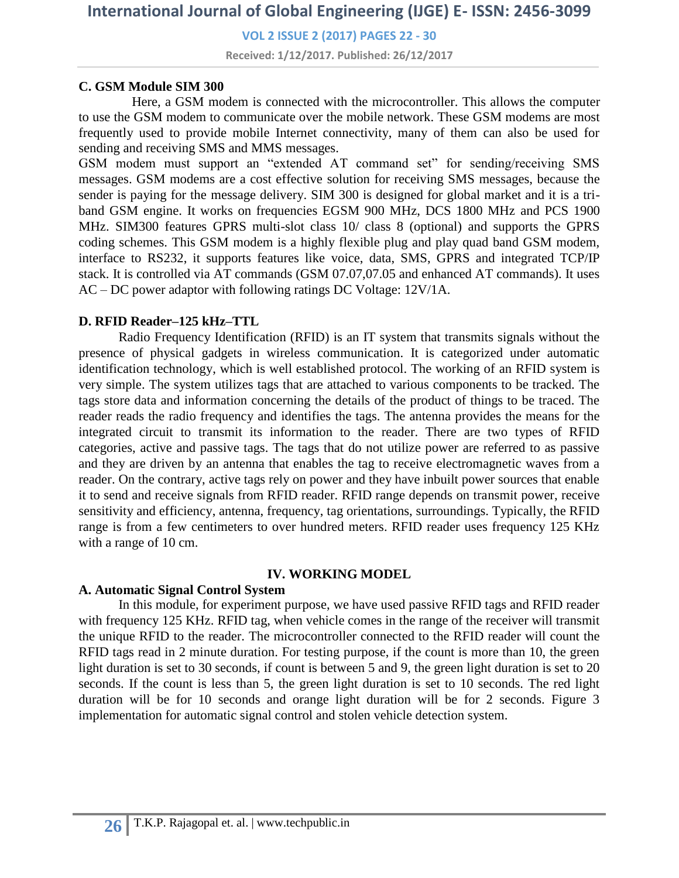### C. GSM Module SIM 300

Here, a GSM modem is connected with the microcontroller. This allows the computer to use the GSM modem to communicate over the mobile network. These GSM modems are most frequently used to provide mobile Internet connectivity, many of them can also be used for sending and receiving SMS and MMS messages.

GSM modem must support an "extended AT command set" for sending/receiving SMS messages. GSM modems are a cost effective solution for receiving SMS messages, because the sender is paying for the message delivery. SIM 300 is designed for global market and it is a tri-band GSM engine. It works on frequencies EGSM 900 MHz, DCS 1800 MHz and PCS 1900 MHz. SIM300 features GPRS multi-slot class 10/ class 8 (optional) and supports the GPRS coding schemes. This GSM modem is a highly flexible plug and play quad band GSM modem, interface to RS232, it supports features like voice, data, SMS, GPRS and integrated TCP/IP stack. It is controlled via AT commands (GSM 07.07,07.05 and enhanced AT commands). It uses AC – DC power adaptor with following ratings DC Voltage: 12V/1A.

### D. RFID Reader–125 kHz–TTL

Radio Frequency Identification (RFID) is an IT system that transmits signals without the presence of physical gadgets in wireless communication. It is categorized under automatic identification technology, which is well established protocol. The working of an RFID system is very simple. The system utilizes tags that are attached to various components to be tracked. The tags store data and information concerning the details of the product of things to be traced. The reader reads the radio frequency and identifies the tags. The antenna provides the means for the integrated circuit to transmit its information to the reader. There are two types of RFID categories, active and passive tags. The tags that do not utilize power are referred to as passive and they are driven by an antenna that enables the tag to receive electromagnetic waves from a reader. On the contrary, active tags rely on power and they have inbuilt power sources that enable it to send and receive signals from RFID reader. RFID range depends on transmit power, receive sensitivity and efficiency, antenna, frequency, tag orientations, surroundings. Typically, the RFID range is from a few centimeters to over hundred meters. RFID reader uses frequency 125 KHz with a range of 10 cm.

## IV. WORKING MODEL

### A. Automatic Signal Control System

In this module, for experiment purpose, we have used passive RFID tags and RFID reader with frequency 125 KHz. RFID tag, when vehicle comes in the range of the receiver will transmit the unique RFID to the reader. The microcontroller connected to the RFID reader will count the RFID tags read in 2 minute duration. For testing purpose, if the count is more than 10, the green light duration is set to 30 seconds, if count is between 5 and 9, the green light duration is set to 20 seconds. If the count is less than 5, the green light duration is set to 10 seconds. The red light duration will be for 10 seconds and orange light duration will be for 2 seconds. Figure 3 implementation for automatic signal control and stolen vehicle detection system.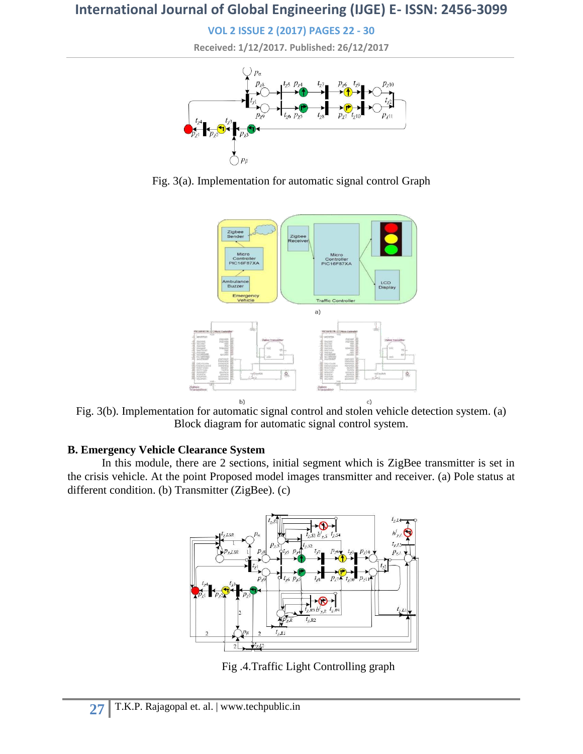Fig. 3(a). Implementation for automatic signal control Graph

Fig. 3(b). Implementation for automatic signal control and stolen vehicle detection system. (a) Block diagram for automatic signal control system.

## B. Emergency Vehicle Clearance System

In this module, there are 2 sections, initial segment which is ZigBee transmitter is set in the crisis vehicle. At the point Proposed model images transmitter and receiver. (a) Pole status at different condition. (b) Transmitter (ZigBee). (c)

Fig .4.Traffic Light Controlling graph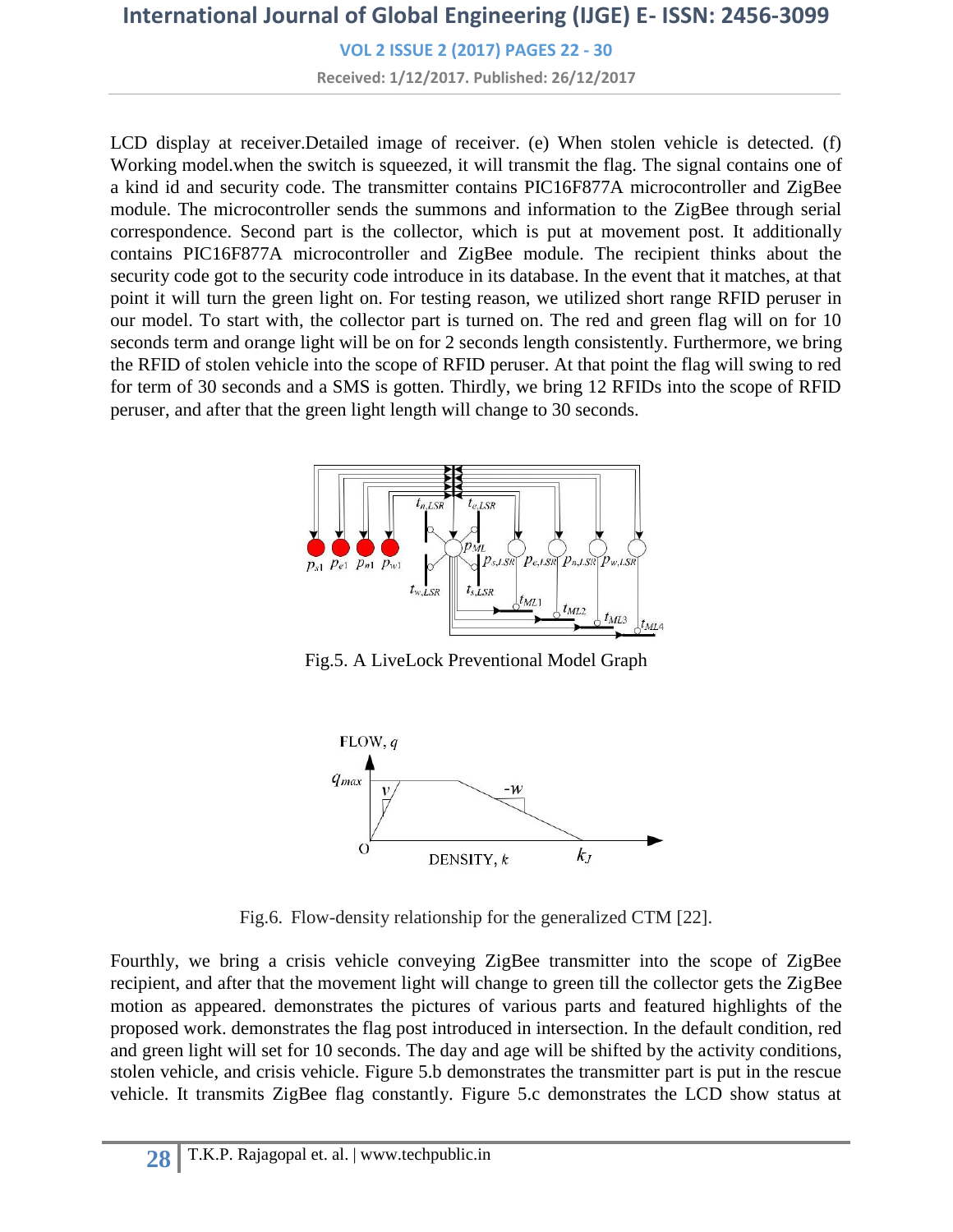LCD display at receiver.Detailed image of receiver. (e) When stolen vehicle is detected. (f) Working model.when the switch is squeezed, it will transmit the flag. The signal contains one of a kind id and security code. The transmitter contains PIC16F877A microcontroller and ZigBee module. The microcontroller sends the summons and information to the ZigBee through serial correspondence. Second part is the collector, which is put at movement post. It additionally contains PIC16F877A microcontroller and ZigBee module. The recipient thinks about the security code got to the security code introduce in its database. In the event that it matches, at that point it will turn the green light on. For testing reason, we utilized short range RFID peruser in our model. To start with, the collector part is turned on. The red and green flag will on for 10 seconds term and orange light will be on for 2 seconds length consistently. Furthermore, we bring the RFID of stolen vehicle into the scope of RFID peruser. At that point the flag will swing to red for term of 30 seconds and a SMS is gotten. Thirdly, we bring 12 RFIDs into the scope of RFID peruser, and after that the green light length will change to 30 seconds.

Fig.5. A LiveLock Preventional Model Graph

Fig.6. Flow-density relationship for the generalized CTM [22].

Fourthly, we bring a crisis vehicle conveying ZigBee transmitter into the scope of ZigBee recipient, and after that the movement light will change to green till the collector gets the ZigBee motion as appeared. demonstrates the pictures of various parts and featured highlights of the proposed work. demonstrates the flag post introduced in intersection. In the default condition, red and green light will set for 10 seconds. The day and age will be shifted by the activity conditions, stolen vehicle, and crisis vehicle. Figure 5.b demonstrates the transmitter part is put in the rescue vehicle. It transmits ZigBee flag constantly. Figure 5.c demonstrates the LCD show status at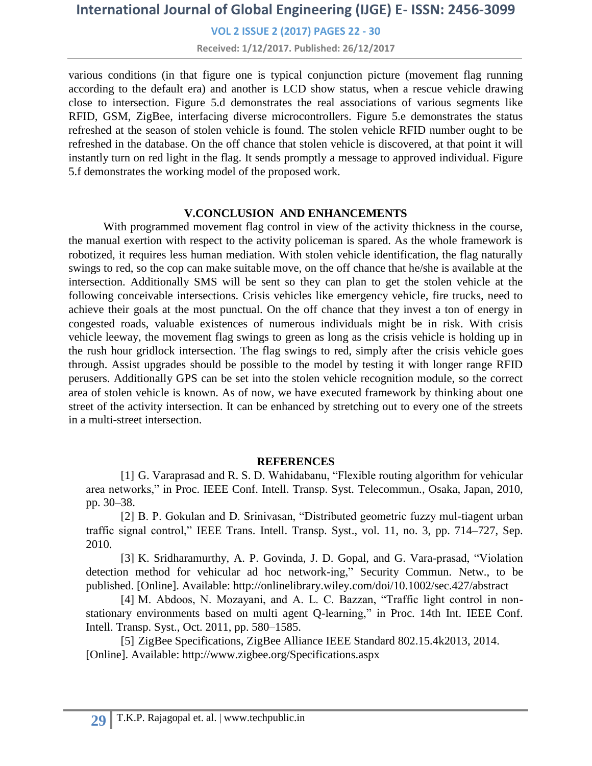various conditions (in that figure one is typical conjunction picture (movement flag running according to the default era) and another is LCD show status, when a rescue vehicle drawing close to intersection. Figure 5.d demonstrates the real associations of various segments like RFID, GSM, ZigBee, interfacing diverse microcontrollers. Figure 5.e demonstrates the status refreshed at the season of stolen vehicle is found. The stolen vehicle RFID number ought to be refreshed in the database. On the off chance that stolen vehicle is discovered, at that point it will instantly turn on red light in the flag. It sends promptly a message to approved individual. Figure 5.f demonstrates the working model of the proposed work.

## V.CONCLUSION AND ENHANCEMENTS

With programmed movement flag control in view of the activity thickness in the course, the manual exertion with respect to the activity policeman is spared. As the whole framework is robotized, it requires less human mediation. With stolen vehicle identification, the flag naturally swings to red, so the cop can make suitable move, on the off chance that he/she is available at the intersection. Additionally SMS will be sent so they can plan to get the stolen vehicle at the following conceivable intersections. Crisis vehicles like emergency vehicle, fire trucks, need to achieve their goals at the most punctual. On the off chance that they invest a ton of energy in congested roads, valuable existences of numerous individuals might be in risk. With crisis vehicle leeway, the movement flag swings to green as long as the crisis vehicle is holding up in the rush hour gridlock intersection. The flag swings to red, simply after the crisis vehicle goes through. Assist upgrades should be possible to the model by testing it with longer range RFID perusers. Additionally GPS can be set into the stolen vehicle recognition module, so the correct area of stolen vehicle is known. As of now, we have executed framework by thinking about one street of the activity intersection. It can be enhanced by stretching out to every one of the streets in a multi-street intersection.

## REFERENCES

[1] G. Varaprasad and R. S. D. Wahidabanu, "Flexible routing algorithm for vehicular area networks," in Proc. IEEE Conf. Intell. Transp. Syst. Telecommun., Osaka, Japan, 2010, pp. 30–38.

[2] B. P. Gokulan and D. Srinivasan, "Distributed geometric fuzzy mul-tiagent urban traffic signal control," IEEE Trans. Intell. Transp. Syst., vol. 11, no. 3, pp. 714–727, Sep. 2010.

[3] K. Sridharamurthy, A. P. Govinda, J. D. Gopal, and G. Vara-prasad, "Violation detection method for vehicular ad hoc network-ing," Security Commun. Netw., to be published. [Online]. Available: http://onlinelibrary.wiley.com/doi/10.1002/sec.427/abstract

[4] M. Abdoos, N. Mozayani, and A. L. C. Bazzan, "Traffic light control in non-stationary environments based on multi agent Q-learning," in Proc. 14th Int. IEEE Conf. Intell. Transp. Syst., Oct. 2011, pp. 580–1585.

[5] ZigBee Specifications, ZigBee Alliance IEEE Standard 802.15.4k2013, 2014. [Online]. Available: http://www.zigbee.org/Specifications.aspx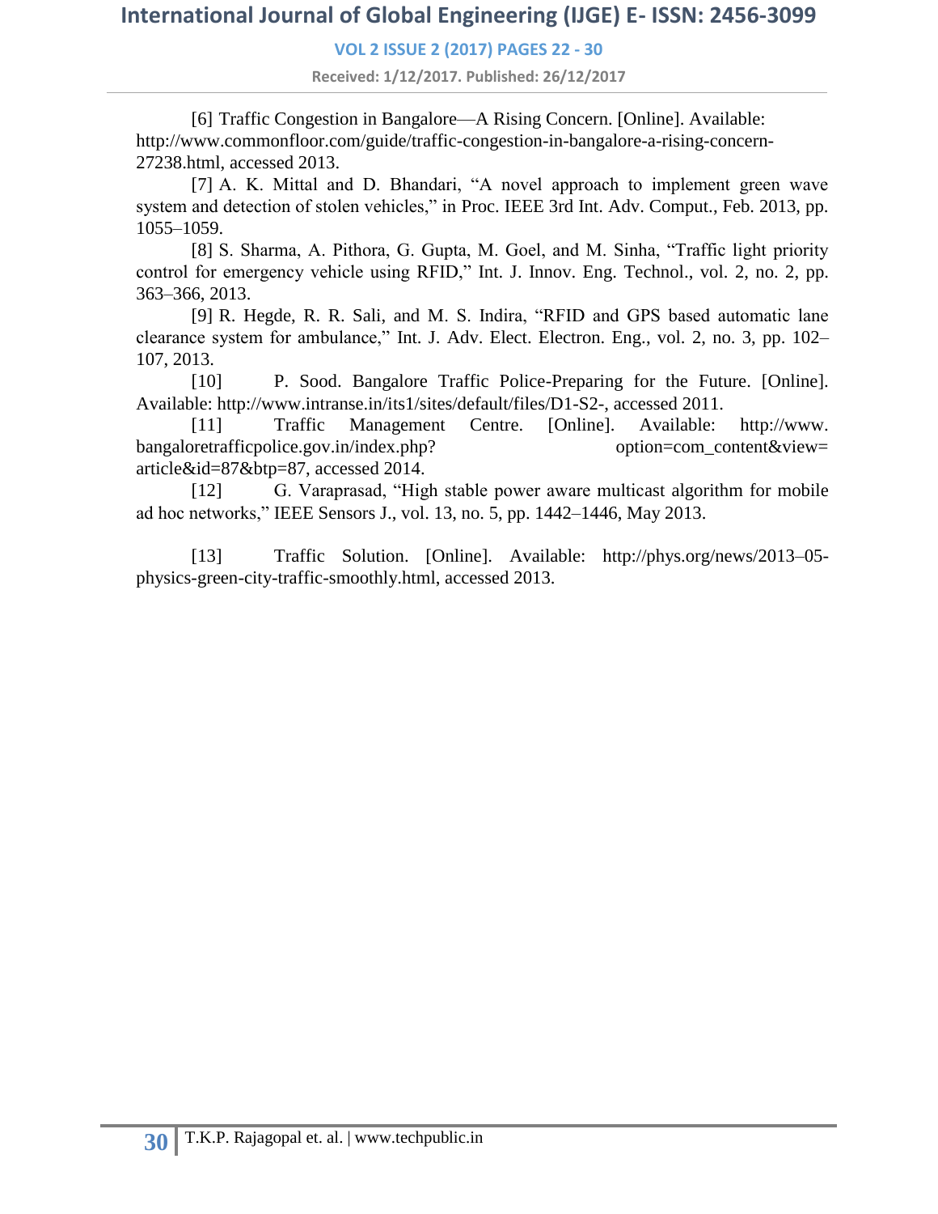[6] Traffic Congestion in Bangalore—A Rising Concern. [Online]. Available: http://www.commonfloor.com/guide/traffic-congestion-in-bangalore-a-rising-concern-27238.html, accessed 2013.

[7] A. K. Mittal and D. Bhandari, "A novel approach to implement green wave system and detection of stolen vehicles," in Proc. IEEE 3rd Int. Adv. Comput., Feb. 2013, pp. 1055–1059.

[8] S. Sharma, A. Pithora, G. Gupta, M. Goel, and M. Sinha, "Traffic light priority control for emergency vehicle using RFID," Int. J. Innov. Eng. Technol., vol. 2, no. 2, pp. 363–366, 2013.

[9] R. Hegde, R. R. Sali, and M. S. Indira, "RFID and GPS based automatic lane clearance system for ambulance," Int. J. Adv. Elect. Electron. Eng., vol. 2, no. 3, pp. 102–107, 2013.

[10] P. Sood. Bangalore Traffic Police-Preparing for the Future. [Online]. Available: http://www.intranse.in/its1/sites/default/files/D1-S2-, accessed 2011.

[11] Traffic Management Centre. [Online]. Available: http://www. bangaloretrafficpolice.gov.in/index.php? option=com_content&view= article&id=87&btp=87, accessed 2014.

[12] G. Varaprasad, "High stable power aware multicast algorithm for mobile ad hoc networks," IEEE Sensors J., vol. 13, no. 5, pp. 1442–1446, May 2013.

[13] Traffic Solution. [Online]. Available: http://phys.org/news/2013–05-physics-green-city-traffic-smoothly.html, accessed 2013.